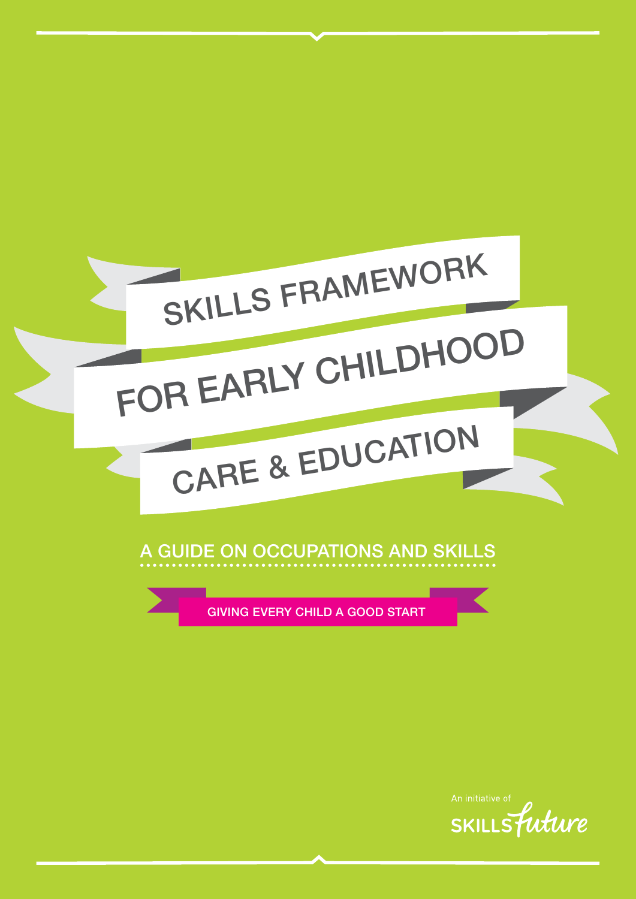# SKILLS FRAMEWORK FOR EARLY CHILDHOOD CARE & EDUCATION

## A GUIDE ON OCCUPATIONS AND SKILLS

GIVING EVERY CHILD A GOOD START

An initiative of SKILLSfuture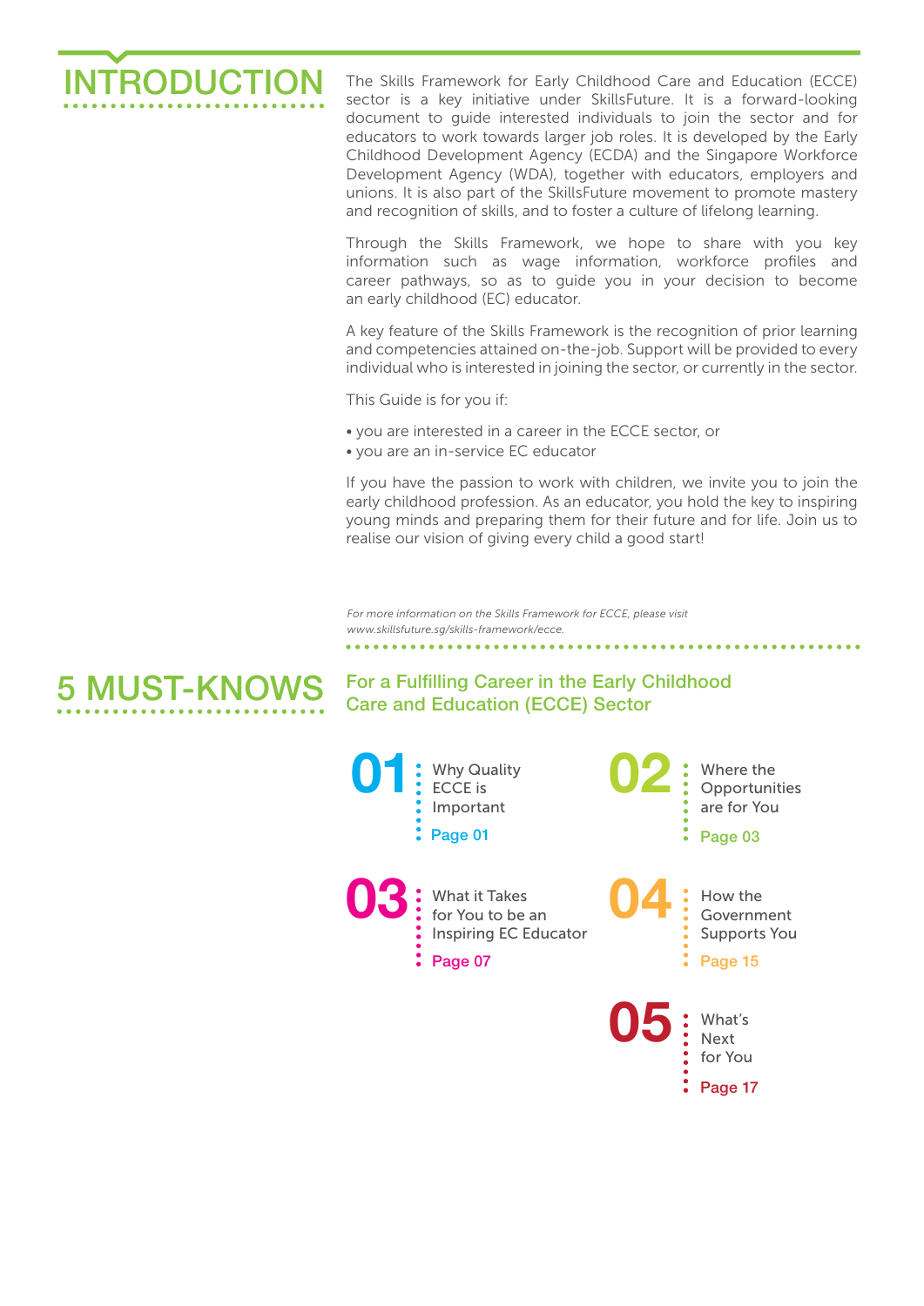# INTRODUCTION

The Skills Framework for Early Childhood Care and Education (ECCE) sector is a key initiative under SkillsFuture. It is a forward-looking document to guide interested individuals to join the sector and for educators to work towards larger job roles. It is developed by the Early Childhood Development Agency (ECDA) and the Singapore Workforce Development Agency (WDA), together with educators, employers and unions. It is also part of the SkillsFuture movement to promote mastery and recognition of skills, and to foster a culture of lifelong learning.

Through the Skills Framework, we hope to share with you key information such as wage information, workforce profiles and career pathways, so as to guide you in your decision to become an early childhood (EC) educator.

A key feature of the Skills Framework is the recognition of prior learning and competencies attained on-the-job. Support will be provided to every individual who is interested in joining the sector, or currently in the sector.

This Guide is for you if:

- you are interested in a career in the ECCE sector, or
- you are an in-service EC educator

If you have the passion to work with children, we invite you to join the early childhood profession. As an educator, you hold the key to inspiring young minds and preparing them for their future and for life. Join us to realise our vision of giving every child a good start!

*For more information on the Skills Framework for ECCE, please visit www.skillsfuture.sg/skills-framework/ecce.*

# 5 MUST-KNOWS

## For a Fulfilling Career in the Early Childhood Care and Education (ECCE) Sector

**01** Why Quality ECCE is Important — Page 01

**02** Where the Opportunities are for You — Page 03

**03** What it Takes for You to be an Inspiring EC Educator — Page 07

**04** How the Government Supports You — Page 15

**05** What's Next for You — Page 17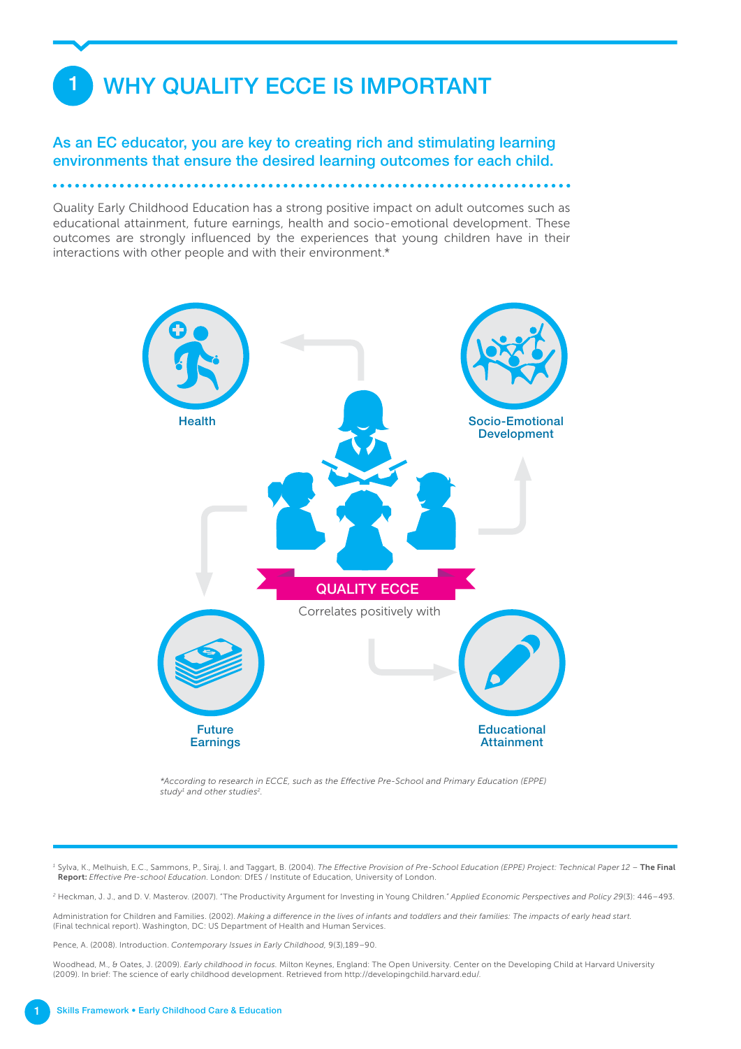# 1 WHY QUALITY ECCE IS IMPORTANT

## As an EC educator, you are key to creating rich and stimulating learning environments that ensure the desired learning outcomes for each child.

Quality Early Childhood Education has a strong positive impact on adult outcomes such as educational attainment, future earnings, health and socio-emotional development. These outcomes are strongly influenced by the experiences that young children have in their interactions with other people and with their environment.*

Health

Socio-Emotional Development

QUALITY ECCE

Correlates positively with

Future Earnings

Educational Attainment

*According to research in ECCE, such as the Effective Pre-School and Primary Education (EPPE) study[1] and other studies[2].

[1] Sylva, K., Melhuish, E.C., Sammons, P., Siraj, I. and Taggart, B. (2004). *The Effective Provision of Pre-School Education (EPPE) Project: Technical Paper 12* – **The Final Report:** *Effective Pre-school Education.* London: DfES / Institute of Education, University of London.

[2] Heckman, J. J., and D. V. Masterov. (2007). "The Productivity Argument for Investing in Young Children." *Applied Economic Perspectives and Policy 29*(3): 446–493.

Administration for Children and Families. (2002). *Making a difference in the lives of infants and toddlers and their families: The impacts of early head start.* (Final technical report). Washington, DC: US Department of Health and Human Services.

Pence, A. (2008). Introduction. *Contemporary Issues in Early Childhood,* 9(3),189–90.

Woodhead, M., & Oates, J. (2009). *Early childhood in focus.* Milton Keynes, England: The Open University. Center on the Developing Child at Harvard University (2009). In brief: The science of early childhood development. Retrieved from http://developingchild.harvard.edu/.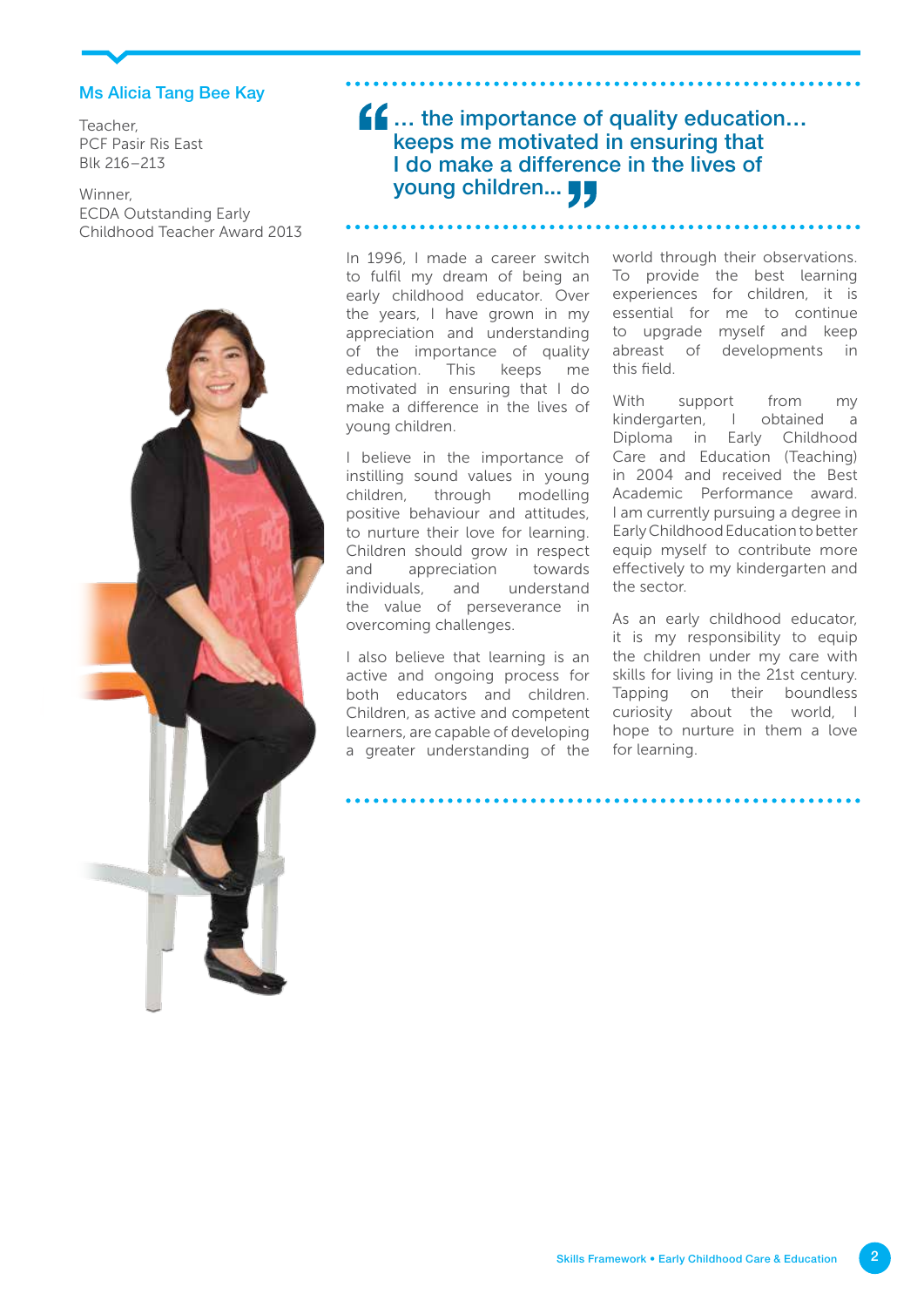### Ms Alicia Tang Bee Kay

Teacher,
PCF Pasir Ris East
Blk 216–213

Winner,
ECDA Outstanding Early Childhood Teacher Award 2013

> "... the importance of quality education... keeps me motivated in ensuring that I do make a difference in the lives of young children..."

In 1996, I made a career switch to fulfil my dream of being an early childhood educator. Over the years, I have grown in my appreciation and understanding of the importance of quality education. This keeps me motivated in ensuring that I do make a difference in the lives of young children.

I believe in the importance of instilling sound values in young children, through modelling positive behaviour and attitudes, to nurture their love for learning. Children should grow in respect and appreciation towards individuals, and understand the value of perseverance in overcoming challenges.

I also believe that learning is an active and ongoing process for both educators and children. Children, as active and competent learners, are capable of developing a greater understanding of the world through their observations. To provide the best learning experiences for children, it is essential for me to continue to upgrade myself and keep abreast of developments in this field.

With support from my kindergarten, I obtained a Diploma in Early Childhood Care and Education (Teaching) in 2004 and received the Best Academic Performance award. I am currently pursuing a degree in Early Childhood Education to better equip myself to contribute more effectively to my kindergarten and the sector.

As an early childhood educator, it is my responsibility to equip the children under my care with skills for living in the 21st century. Tapping on their boundless curiosity about the world, I hope to nurture in them a love for learning.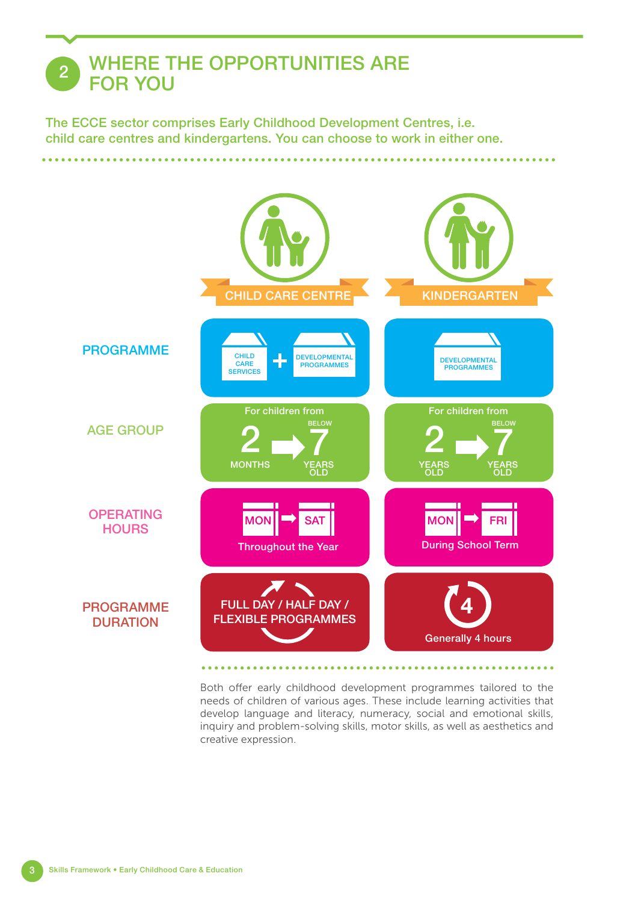## 2 WHERE THE OPPORTUNITIES ARE FOR YOU

The ECCE sector comprises Early Childhood Development Centres, i.e. child care centres and kindergartens. You can choose to work in either one.

| | CHILD CARE CENTRE | KINDERGARTEN |
|---|---|---|
| **PROGRAMME** | CHILD CARE SERVICES + DEVELOPMENTAL PROGRAMMES | DEVELOPMENTAL PROGRAMMES |
| **AGE GROUP** | For children from 2 MONTHS → BELOW 7 YEARS OLD | For children from 2 YEARS OLD → BELOW 7 YEARS OLD |
| **OPERATING HOURS** | MON → SAT Throughout the Year | MON → FRI During School Term |
| **PROGRAMME DURATION** | FULL DAY / HALF DAY / FLEXIBLE PROGRAMMES | 4 Generally 4 hours |

Both offer early childhood development programmes tailored to the needs of children of various ages. These include learning activities that develop language and literacy, numeracy, social and emotional skills, inquiry and problem-solving skills, motor skills, as well as aesthetics and creative expression.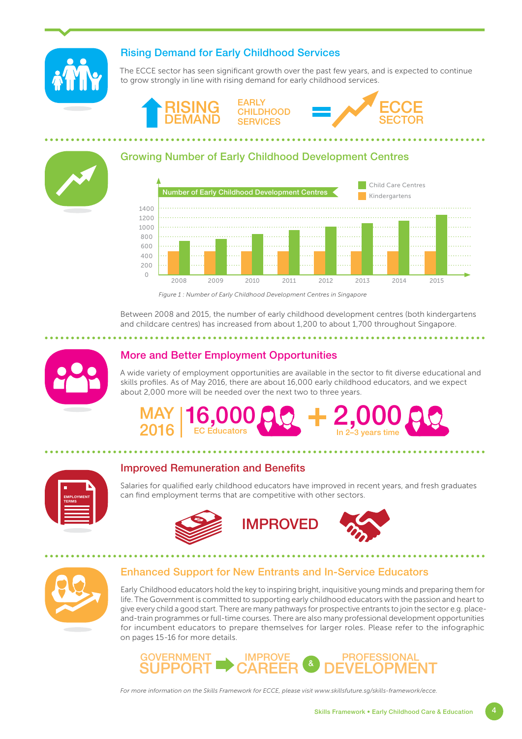## Rising Demand for Early Childhood Services

The ECCE sector has seen significant growth over the past few years, and is expected to continue to grow strongly in line with rising demand for early childhood services.

RISING DEMAND EARLY CHILDHOOD SERVICES = ECCE SECTOR

## Growing Number of Early Childhood Development Centres

Number of Early Childhood Development Centres

Child Care Centres
Kindergartens

| Year | Child Care Centres | Kindergartens |
|---|---|---|
| 2008 | ~700 | ~500 |
| 2009 | ~750 | ~500 |
| 2010 | ~850 | ~500 |
| 2011 | ~950 | ~500 |
| 2012 | ~1000 | ~500 |
| 2013 | ~1100 | ~500 |
| 2014 | ~1150 | ~500 |
| 2015 | ~1250 | ~500 |

*Figure 1 : Number of Early Childhood Development Centres in Singapore*

Between 2008 and 2015, the number of early childhood development centres (both kindergartens and childcare centres) has increased from about 1,200 to about 1,700 throughout Singapore.

## More and Better Employment Opportunities

A wide variety of employment opportunities are available in the sector to fit diverse educational and skills profiles. As of May 2016, there are about 16,000 early childhood educators, and we expect about 2,000 more will be needed over the next two to three years.

MAY 2016 | 16,000 EC Educators + 2,000 In 2–3 years time

## Improved Remuneration and Benefits

Salaries for qualified early childhood educators have improved in recent years, and fresh graduates can find employment terms that are competitive with other sectors.

IMPROVED

## Enhanced Support for New Entrants and In-Service Educators

Early Childhood educators hold the key to inspiring bright, inquisitive young minds and preparing them for life. The Government is committed to supporting early childhood educators with the passion and heart to give every child a good start. There are many pathways for prospective entrants to join the sector e.g. place-and-train programmes or full-time courses. There are also many professional development opportunities for incumbent educators to prepare themselves for larger roles. Please refer to the infographic on pages 15-16 for more details.

GOVERNMENT SUPPORT → IMPROVE CAREER & PROFESSIONAL DEVELOPMENT

*For more information on the Skills Framework for ECCE, please visit www.skillsfuture.sg/skills-framework/ecce.*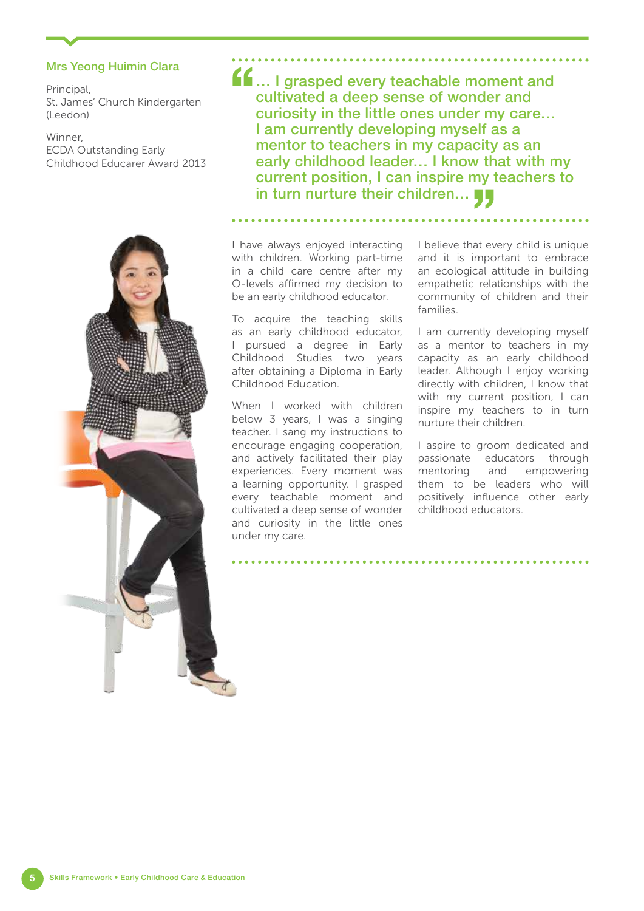## Mrs Yeong Huimin Clara

Principal,
St. James' Church Kindergarten (Leedon)

Winner,
ECDA Outstanding Early Childhood Educarer Award 2013

> "... I grasped every teachable moment and cultivated a deep sense of wonder and curiosity in the little ones under my care... I am currently developing myself as a mentor to teachers in my capacity as an early childhood leader... I know that with my current position, I can inspire my teachers to in turn nurture their children..."

I have always enjoyed interacting with children. Working part-time in a child care centre after my O-levels affirmed my decision to be an early childhood educator.

To acquire the teaching skills as an early childhood educator, I pursued a degree in Early Childhood Studies two years after obtaining a Diploma in Early Childhood Education.

When I worked with children below 3 years, I was a singing teacher. I sang my instructions to encourage engaging cooperation, and actively facilitated their play experiences. Every moment was a learning opportunity. I grasped every teachable moment and cultivated a deep sense of wonder and curiosity in the little ones under my care.

I believe that every child is unique and it is important to embrace an ecological attitude in building empathetic relationships with the community of children and their families.

I am currently developing myself as a mentor to teachers in my capacity as an early childhood leader. Although I enjoy working directly with children, I know that with my current position, I can inspire my teachers to in turn nurture their children.

I aspire to groom dedicated and passionate educators through mentoring and empowering them to be leaders who will positively influence other early childhood educators.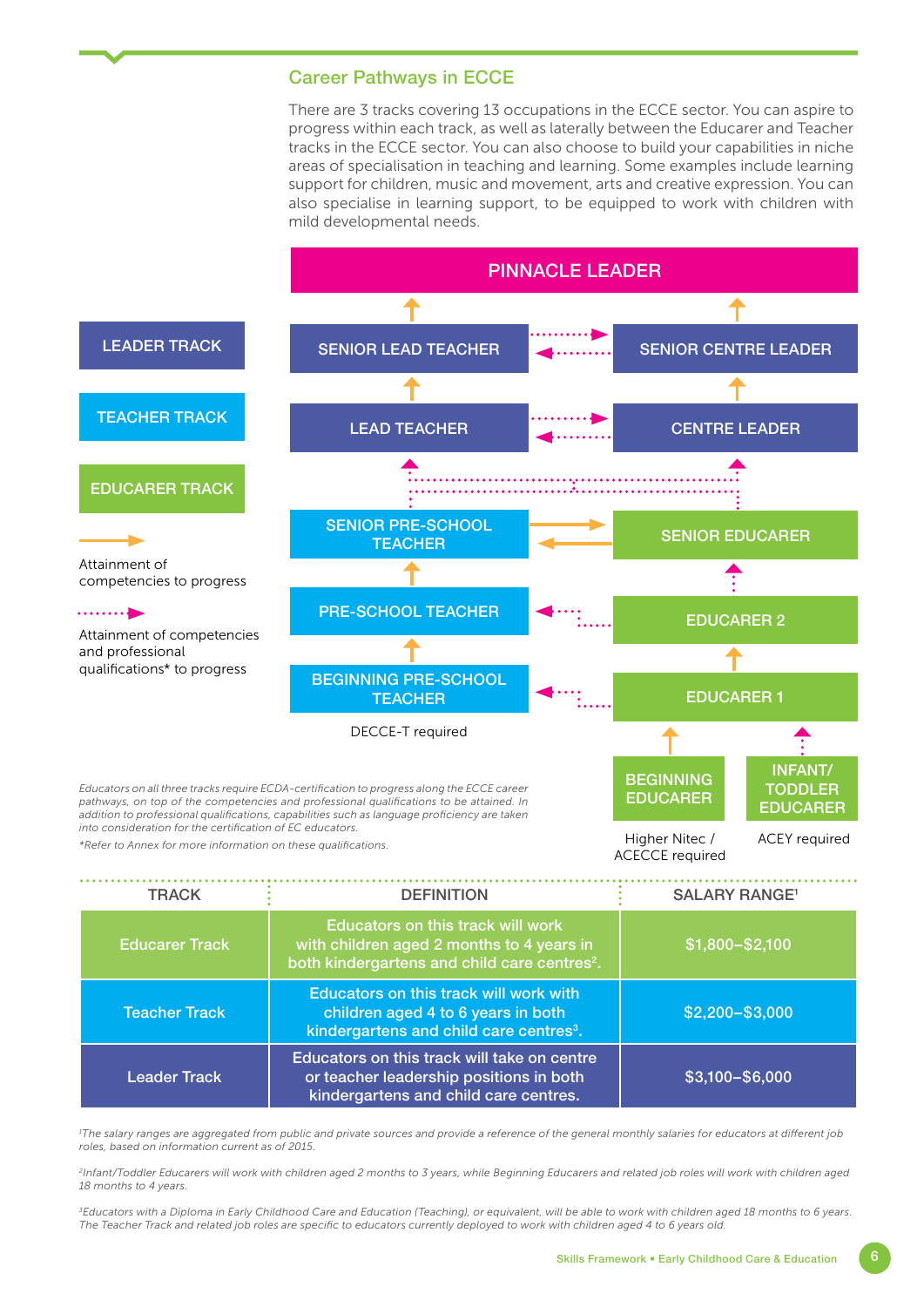## Career Pathways in ECCE

There are 3 tracks covering 13 occupations in the ECCE sector. You can aspire to progress within each track, as well as laterally between the Educarer and Teacher tracks in the ECCE sector. You can also choose to build your capabilities in niche areas of specialisation in teaching and learning. Some examples include learning support for children, music and movement, arts and creative expression. You can also specialise in learning support, to be equipped to work with children with mild developmental needs.

PINNACLE LEADER

LEADER TRACK

SENIOR LEAD TEACHER

SENIOR CENTRE LEADER

TEACHER TRACK

LEAD TEACHER

CENTRE LEADER

EDUCARER TRACK

SENIOR PRE-SCHOOL TEACHER

SENIOR EDUCARER

Attainment of competencies to progress

PRE-SCHOOL TEACHER

EDUCARER 2

Attainment of competencies and professional qualifications* to progress

BEGINNING PRE-SCHOOL TEACHER

EDUCARER 1

DECCE-T required

BEGINNING EDUCARER

INFANT/ TODDLER EDUCARER

Higher Nitec / ACECCE required

ACEY required

*Educators on all three tracks require ECDA-certification to progress along the ECCE career pathways, on top of the competencies and professional qualifications to be attained. In addition to professional qualifications, capabilities such as language proficiency are taken into consideration for the certification of EC educators.*

*\*Refer to Annex for more information on these qualifications.*

| TRACK | DEFINITION | SALARY RANGE[1] |
|---|---|---|
| Educarer Track | Educators on this track will work with children aged 2 months to 4 years in both kindergartens and child care centres[2]. | $1,800–$2,100 |
| Teacher Track | Educators on this track will work with children aged 4 to 6 years in both kindergartens and child care centres[3]. | $2,200–$3,000 |
| Leader Track | Educators on this track will take on centre or teacher leadership positions in both kindergartens and child care centres. | $3,100–$6,000 |

*[1]The salary ranges are aggregated from public and private sources and provide a reference of the general monthly salaries for educators at different job roles, based on information current as of 2015.*

*[2]Infant/Toddler Educarers will work with children aged 2 months to 3 years, while Beginning Educarers and related job roles will work with children aged 18 months to 4 years.*

*[3]Educators with a Diploma in Early Childhood Care and Education (Teaching), or equivalent, will be able to work with children aged 18 months to 6 years. The Teacher Track and related job roles are specific to educators currently deployed to work with children aged 4 to 6 years old.*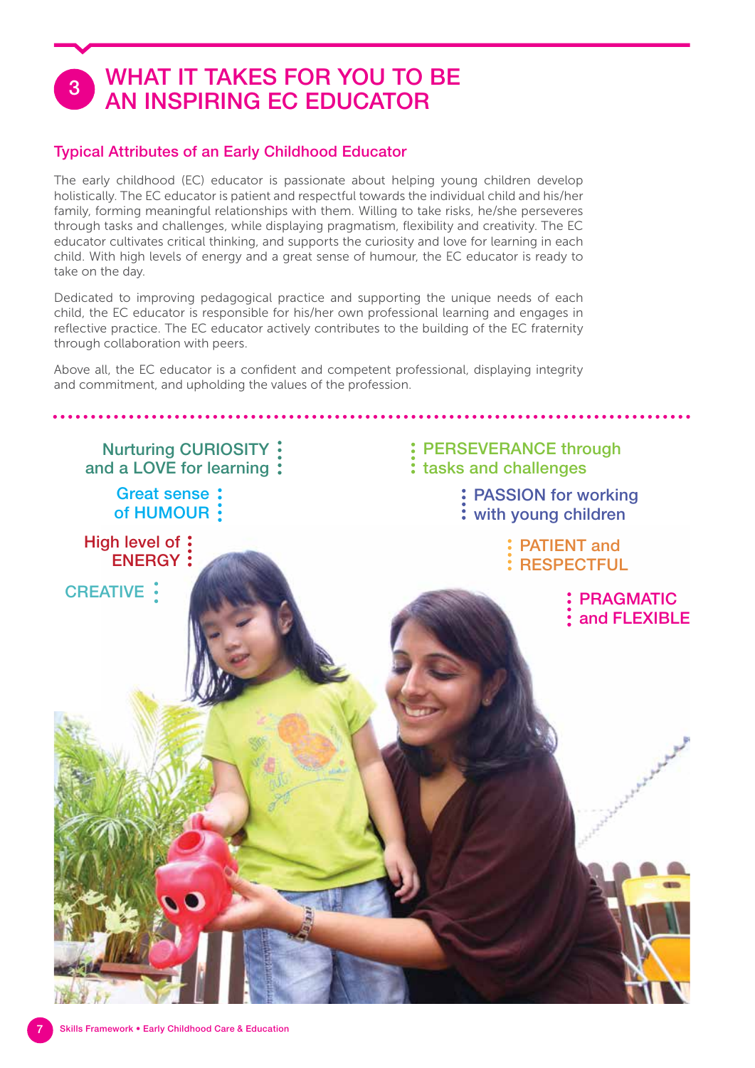# 3 WHAT IT TAKES FOR YOU TO BE AN INSPIRING EC EDUCATOR

## Typical Attributes of an Early Childhood Educator

The early childhood (EC) educator is passionate about helping young children develop holistically. The EC educator is patient and respectful towards the individual child and his/her family, forming meaningful relationships with them. Willing to take risks, he/she perseveres through tasks and challenges, while displaying pragmatism, flexibility and creativity. The EC educator cultivates critical thinking, and supports the curiosity and love for learning in each child. With high levels of energy and a great sense of humour, the EC educator is ready to take on the day.

Dedicated to improving pedagogical practice and supporting the unique needs of each child, the EC educator is responsible for his/her own professional learning and engages in reflective practice. The EC educator actively contributes to the building of the EC fraternity through collaboration with peers.

Above all, the EC educator is a confident and competent professional, displaying integrity and commitment, and upholding the values of the profession.

- Nurturing CURIOSITY and a LOVE for learning
- Great sense of HUMOUR
- High level of ENERGY
- CREATIVE
- PERSEVERANCE through tasks and challenges
- PASSION for working with young children
- PATIENT and RESPECTFUL
- PRAGMATIC and FLEXIBLE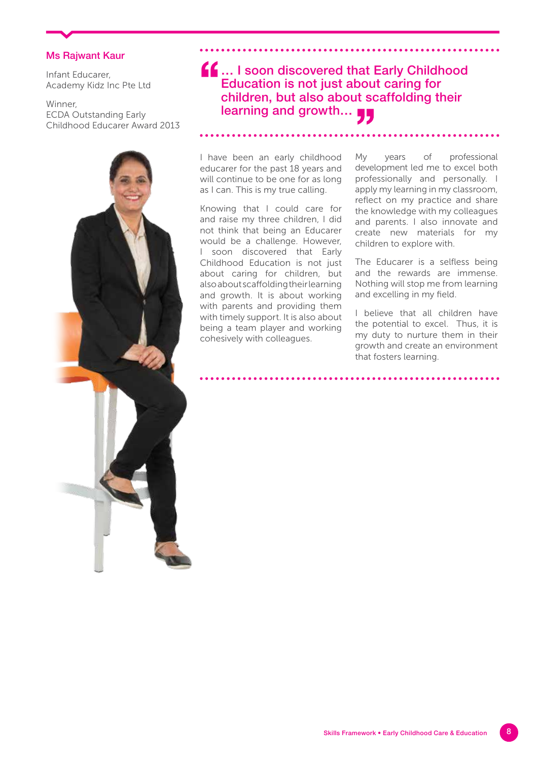## Ms Rajwant Kaur

Infant Educarer,
Academy Kidz Inc Pte Ltd

Winner,
ECDA Outstanding Early Childhood Educarer Award 2013

> "... I soon discovered that Early Childhood Education is not just about caring for children, but also about scaffolding their learning and growth..."

I have been an early childhood educarer for the past 18 years and will continue to be one for as long as I can. This is my true calling.

Knowing that I could care for and raise my three children, I did not think that being an Educarer would be a challenge. However, I soon discovered that Early Childhood Education is not just about caring for children, but also about scaffolding their learning and growth. It is about working with parents and providing them with timely support. It is also about being a team player and working cohesively with colleagues.

My years of professional development led me to excel both professionally and personally. I apply my learning in my classroom, reflect on my practice and share the knowledge with my colleagues and parents. I also innovate and create new materials for my children to explore with.

The Educarer is a selfless being and the rewards are immense. Nothing will stop me from learning and excelling in my field.

I believe that all children have the potential to excel. Thus, it is my duty to nurture them in their growth and create an environment that fosters learning.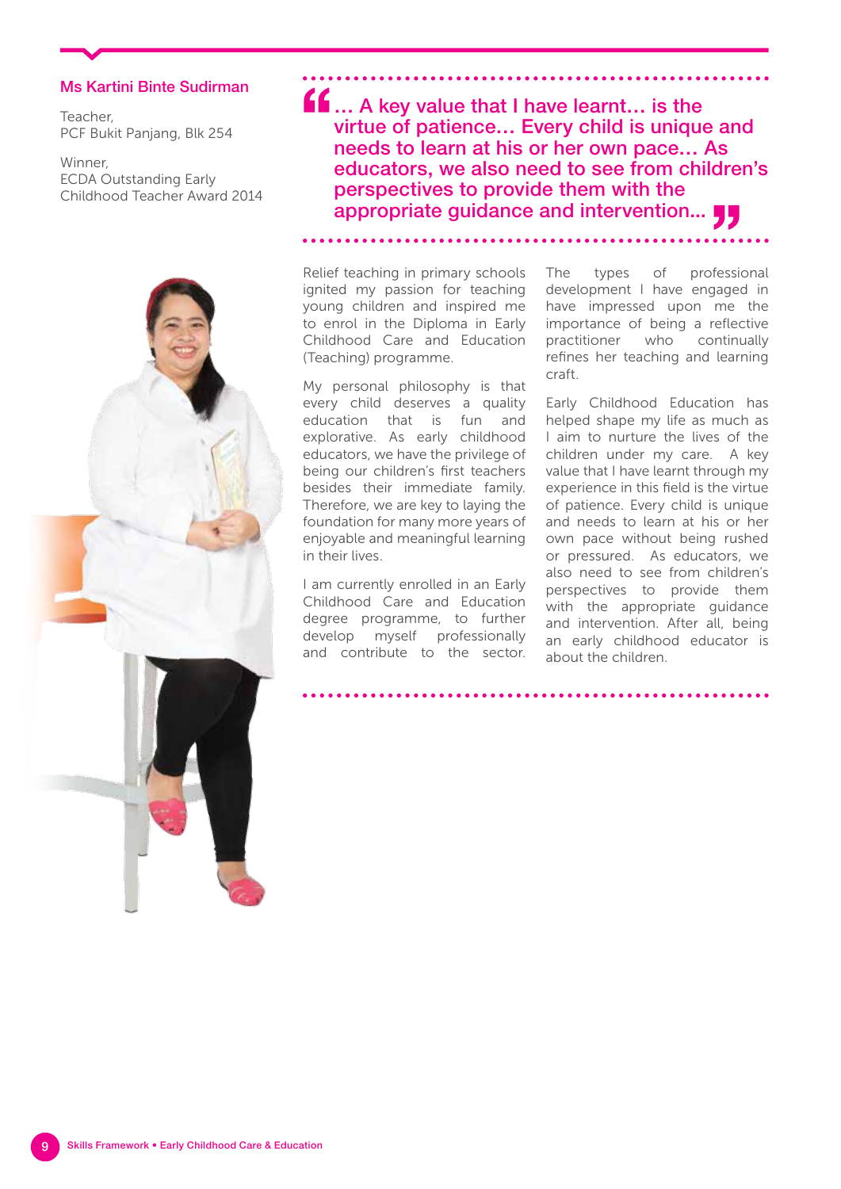**Ms Kartini Binte Sudirman**

Teacher,
PCF Bukit Panjang, Blk 254

Winner,
ECDA Outstanding Early Childhood Teacher Award 2014

> "... A key value that I have learnt... is the virtue of patience... Every child is unique and needs to learn at his or her own pace... As educators, we also need to see from children's perspectives to provide them with the appropriate guidance and intervention..."

Relief teaching in primary schools ignited my passion for teaching young children and inspired me to enrol in the Diploma in Early Childhood Care and Education (Teaching) programme.

My personal philosophy is that every child deserves a quality education that is fun and explorative. As early childhood educators, we have the privilege of being our children's first teachers besides their immediate family. Therefore, we are key to laying the foundation for many more years of enjoyable and meaningful learning in their lives.

I am currently enrolled in an Early Childhood Care and Education degree programme, to further develop myself professionally and contribute to the sector.

The types of professional development I have engaged in have impressed upon me the importance of being a reflective practitioner who continually refines her teaching and learning craft.

Early Childhood Education has helped shape my life as much as I aim to nurture the lives of the children under my care. A key value that I have learnt through my experience in this field is the virtue of patience. Every child is unique and needs to learn at his or her own pace without being rushed or pressured. As educators, we also need to see from children's perspectives to provide them with the appropriate guidance and intervention. After all, being an early childhood educator is about the children.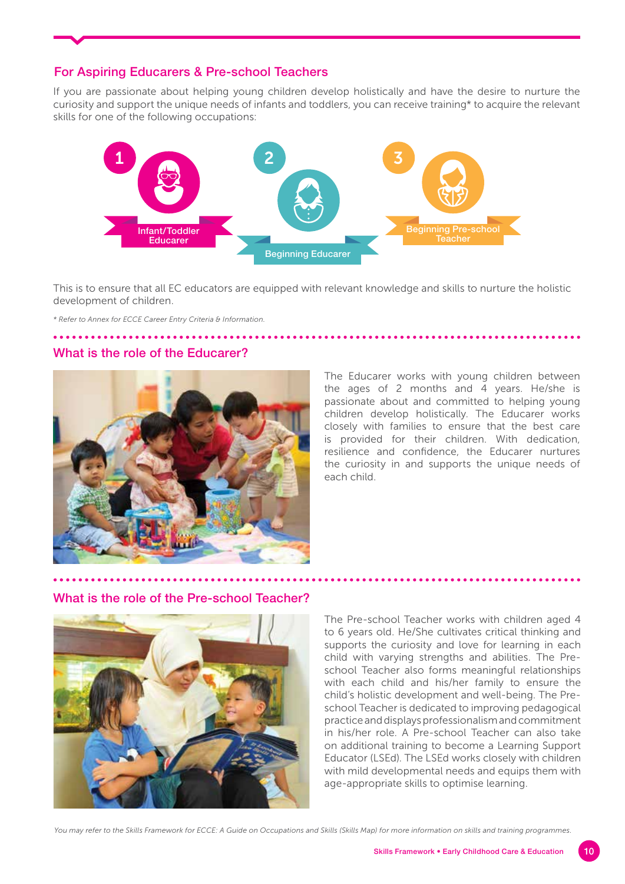## For Aspiring Educarers & Pre-school Teachers

If you are passionate about helping young children develop holistically and have the desire to nurture the curiosity and support the unique needs of infants and toddlers, you can receive training* to acquire the relevant skills for one of the following occupations:

1. Infant/Toddler Educarer
2. Beginning Educarer
3. Beginning Pre-school Teacher

This is to ensure that all EC educators are equipped with relevant knowledge and skills to nurture the holistic development of children.

*\* Refer to Annex for ECCE Career Entry Criteria & Information.*

## What is the role of the Educarer?

The Educarer works with young children between the ages of 2 months and 4 years. He/she is passionate about and committed to helping young children develop holistically. The Educarer works closely with families to ensure that the best care is provided for their children. With dedication, resilience and confidence, the Educarer nurtures the curiosity in and supports the unique needs of each child.

## What is the role of the Pre-school Teacher?

The Pre-school Teacher works with children aged 4 to 6 years old. He/She cultivates critical thinking and supports the curiosity and love for learning in each child with varying strengths and abilities. The Pre-school Teacher also forms meaningful relationships with each child and his/her family to ensure the child's holistic development and well-being. The Pre-school Teacher is dedicated to improving pedagogical practice and displays professionalism and commitment in his/her role. A Pre-school Teacher can also take on additional training to become a Learning Support Educator (LSEd). The LSEd works closely with children with mild developmental needs and equips them with age-appropriate skills to optimise learning.

*You may refer to the Skills Framework for ECCE: A Guide on Occupations and Skills (Skills Map) for more information on skills and training programmes.*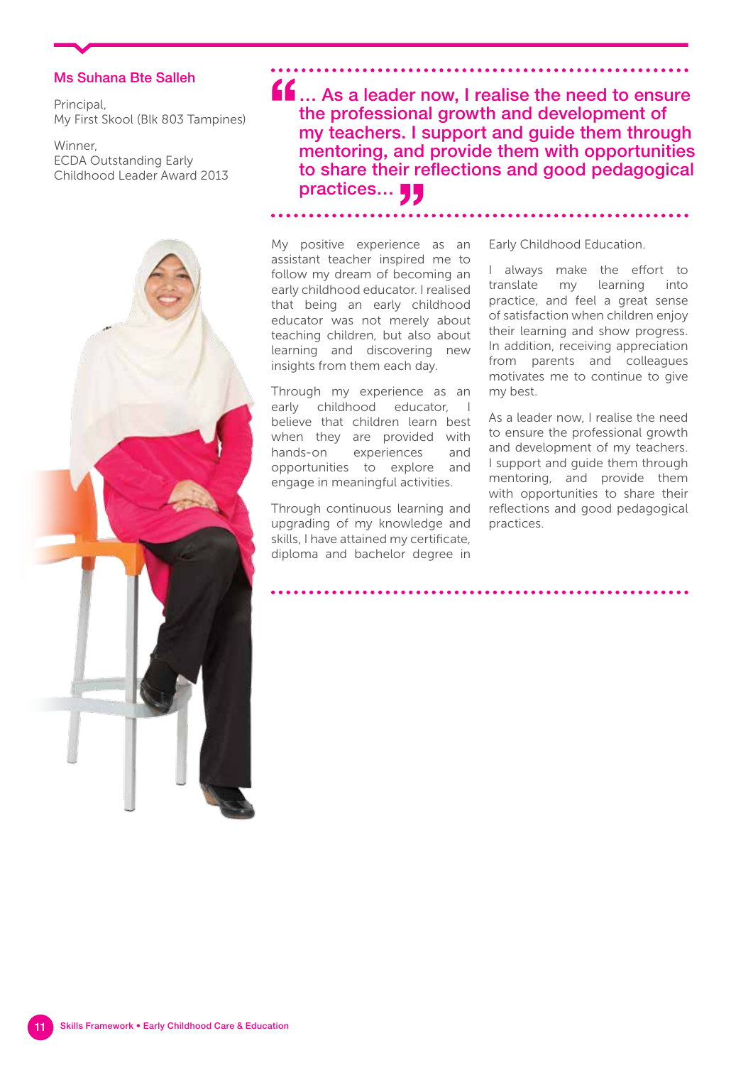### Ms Suhana Bte Salleh

Principal,
My First Skool (Blk 803 Tampines)

Winner,
ECDA Outstanding Early Childhood Leader Award 2013

> **"... As a leader now, I realise the need to ensure the professional growth and development of my teachers. I support and guide them through mentoring, and provide them with opportunities to share their reflections and good pedagogical practices..."**

My positive experience as an assistant teacher inspired me to follow my dream of becoming an early childhood educator. I realised that being an early childhood educator was not merely about teaching children, but also about learning and discovering new insights from them each day.

Through my experience as an early childhood educator, I believe that children learn best when they are provided with hands-on experiences and opportunities to explore and engage in meaningful activities.

Through continuous learning and upgrading of my knowledge and skills, I have attained my certificate, diploma and bachelor degree in Early Childhood Education.

I always make the effort to translate my learning into practice, and feel a great sense of satisfaction when children enjoy their learning and show progress. In addition, receiving appreciation from parents and colleagues motivates me to continue to give my best.

As a leader now, I realise the need to ensure the professional growth and development of my teachers. I support and guide them through mentoring, and provide them with opportunities to share their reflections and good pedagogical practices.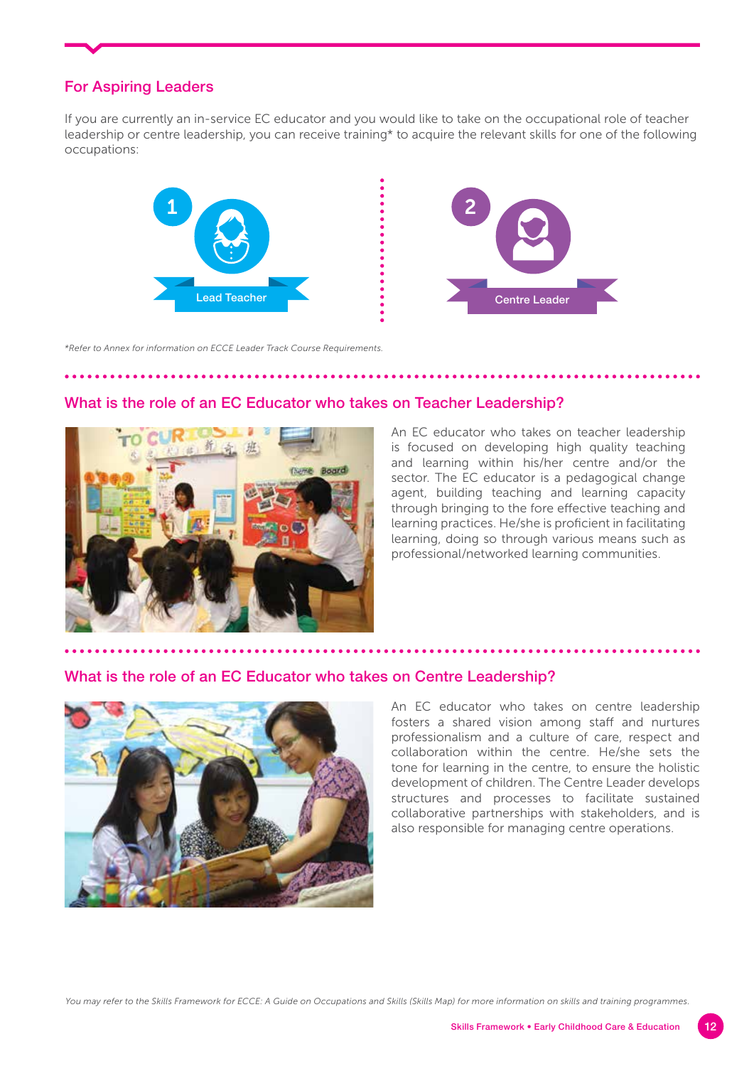## For Aspiring Leaders

If you are currently an in-service EC educator and you would like to take on the occupational role of teacher leadership or centre leadership, you can receive training* to acquire the relevant skills for one of the following occupations:

1. Lead Teacher
2. Centre Leader

*\*Refer to Annex for information on ECCE Leader Track Course Requirements.*

## What is the role of an EC Educator who takes on Teacher Leadership?

An EC educator who takes on teacher leadership is focused on developing high quality teaching and learning within his/her centre and/or the sector. The EC educator is a pedagogical change agent, building teaching and learning capacity through bringing to the fore effective teaching and learning practices. He/she is proficient in facilitating learning, doing so through various means such as professional/networked learning communities.

## What is the role of an EC Educator who takes on Centre Leadership?

An EC educator who takes on centre leadership fosters a shared vision among staff and nurtures professionalism and a culture of care, respect and collaboration within the centre. He/she sets the tone for learning in the centre, to ensure the holistic development of children. The Centre Leader develops structures and processes to facilitate sustained collaborative partnerships with stakeholders, and is also responsible for managing centre operations.

*You may refer to the Skills Framework for ECCE: A Guide on Occupations and Skills (Skills Map) for more information on skills and training programmes.*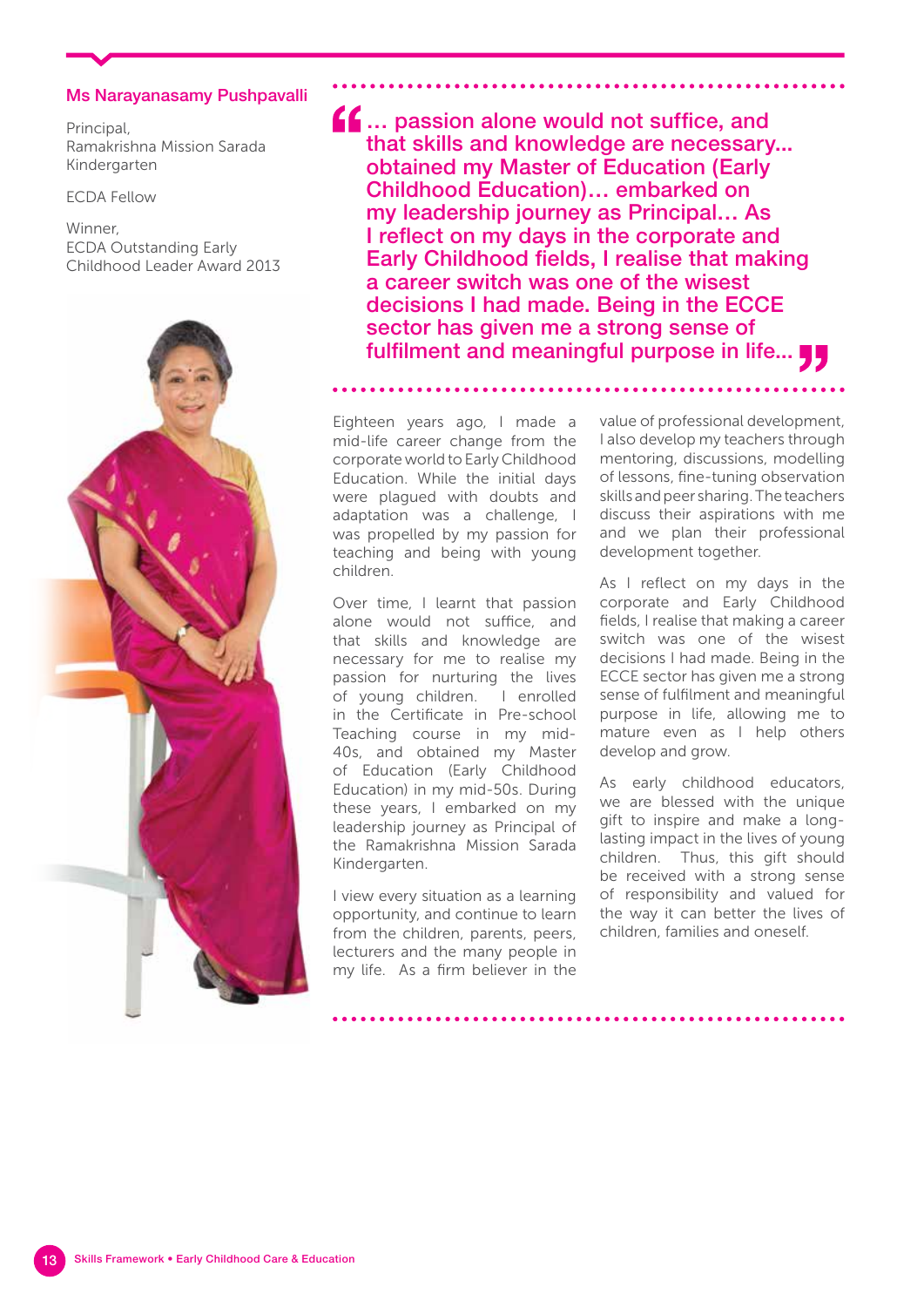### Ms Narayanasamy Pushpavalli

Principal,
Ramakrishna Mission Sarada Kindergarten

ECDA Fellow

Winner,
ECDA Outstanding Early Childhood Leader Award 2013

> **"... passion alone would not suffice, and that skills and knowledge are necessary... obtained my Master of Education (Early Childhood Education)… embarked on my leadership journey as Principal… As I reflect on my days in the corporate and Early Childhood fields, I realise that making a career switch was one of the wisest decisions I had made. Being in the ECCE sector has given me a strong sense of fulfilment and meaningful purpose in life..."**

Eighteen years ago, I made a mid-life career change from the corporate world to Early Childhood Education. While the initial days were plagued with doubts and adaptation was a challenge, I was propelled by my passion for teaching and being with young children.

Over time, I learnt that passion alone would not suffice, and that skills and knowledge are necessary for me to realise my passion for nurturing the lives of young children. I enrolled in the Certificate in Pre-school Teaching course in my mid-40s, and obtained my Master of Education (Early Childhood Education) in my mid-50s. During these years, I embarked on my leadership journey as Principal of the Ramakrishna Mission Sarada Kindergarten.

I view every situation as a learning opportunity, and continue to learn from the children, parents, peers, lecturers and the many people in my life. As a firm believer in the value of professional development, I also develop my teachers through mentoring, discussions, modelling of lessons, fine-tuning observation skills and peer sharing. The teachers discuss their aspirations with me and we plan their professional development together.

As I reflect on my days in the corporate and Early Childhood fields, I realise that making a career switch was one of the wisest decisions I had made. Being in the ECCE sector has given me a strong sense of fulfilment and meaningful purpose in life, allowing me to mature even as I help others develop and grow.

As early childhood educators, we are blessed with the unique gift to inspire and make a long-lasting impact in the lives of young children. Thus, this gift should be received with a strong sense of responsibility and valued for the way it can better the lives of children, families and oneself.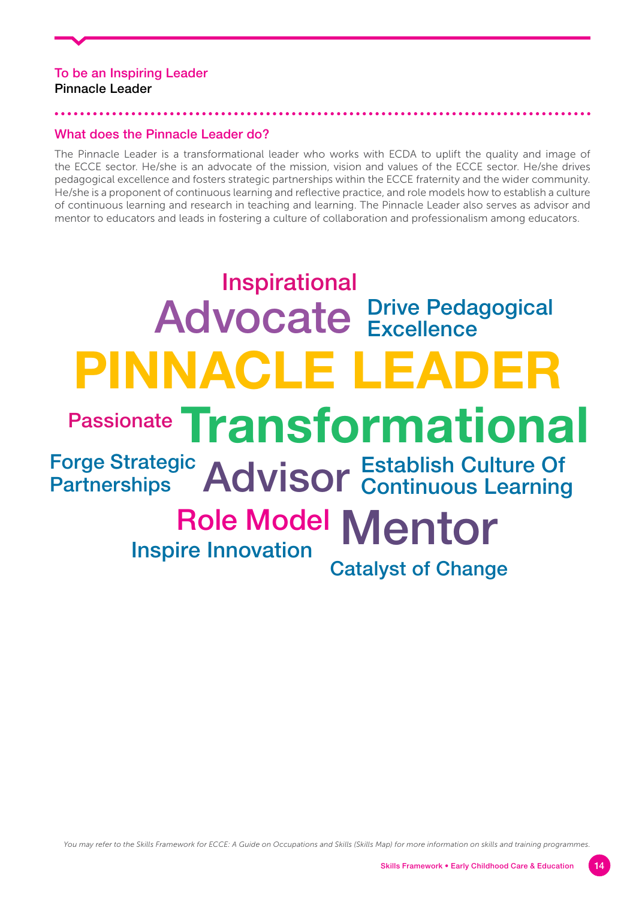## To be an Inspiring Leader

**Pinnacle Leader**

### What does the Pinnacle Leader do?

The Pinnacle Leader is a transformational leader who works with ECDA to uplift the quality and image of the ECCE sector. He/she is an advocate of the mission, vision and values of the ECCE sector. He/she drives pedagogical excellence and fosters strategic partnerships within the ECCE fraternity and the wider community. He/she is a proponent of continuous learning and reflective practice, and role models how to establish a culture of continuous learning and research in teaching and learning. The Pinnacle Leader also serves as advisor and mentor to educators and leads in fostering a culture of collaboration and professionalism among educators.

Inspirational

Advocate

Drive Pedagogical Excellence

PINNACLE LEADER

Passionate

Transformational

Forge Strategic Partnerships

Advisor

Establish Culture Of Continuous Learning

Role Model

Mentor

Inspire Innovation

Catalyst of Change

*You may refer to the Skills Framework for ECCE: A Guide on Occupations and Skills (Skills Map) for more information on skills and training programmes.*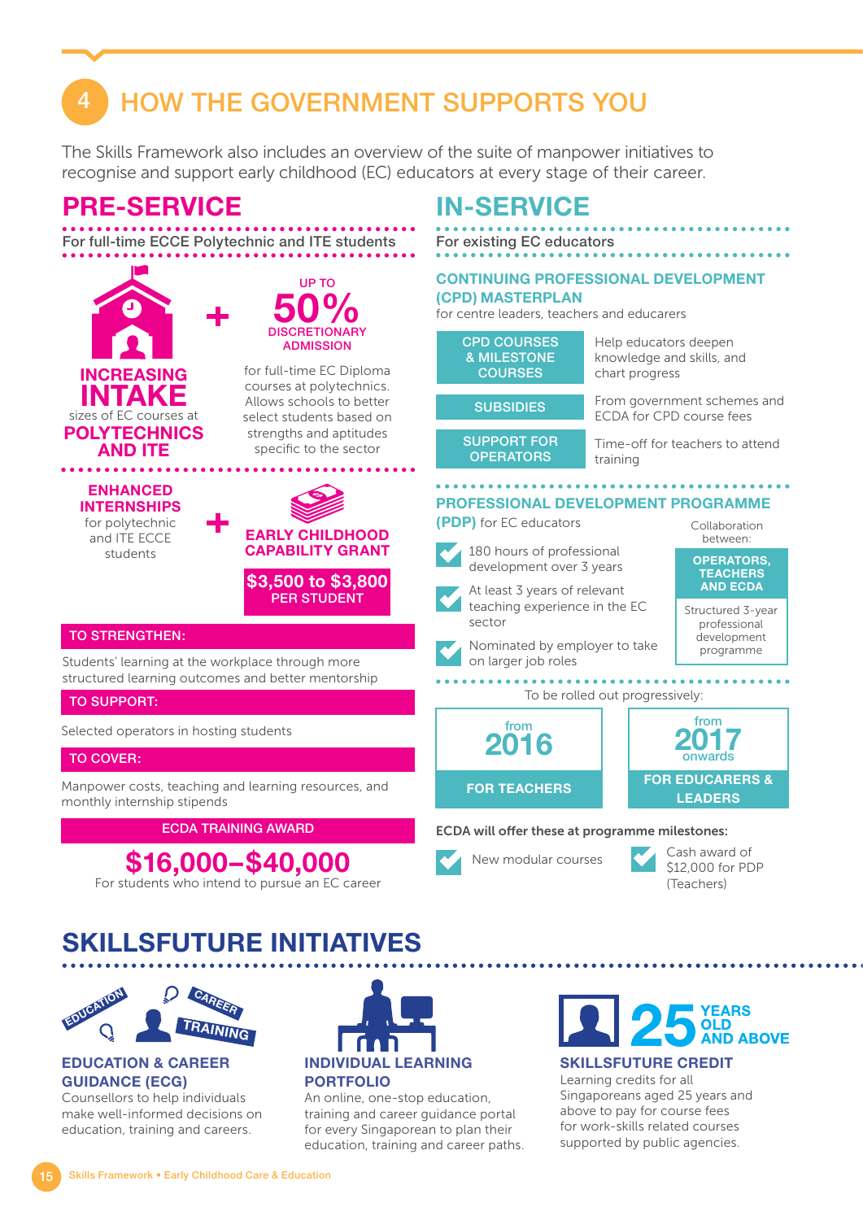# 4 HOW THE GOVERNMENT SUPPORTS YOU

The Skills Framework also includes an overview of the suite of manpower initiatives to recognise and support early childhood (EC) educators at every stage of their career.

## PRE-SERVICE

For full-time ECCE Polytechnic and ITE students

**INCREASING INTAKE** sizes of EC courses at **POLYTECHNICS AND ITE**

\+

**UP TO 50% DISCRETIONARY ADMISSION** for full-time EC Diploma courses at polytechnics. Allows schools to better select students based on strengths and aptitudes specific to the sector

**ENHANCED INTERNSHIPS** for polytechnic and ITE ECCE students

\+

**EARLY CHILDHOOD CAPABILITY GRANT**

**$3,500 to $3,800 PER STUDENT**

**TO STRENGTHEN:**

Students' learning at the workplace through more structured learning outcomes and better mentorship

**TO SUPPORT:**

Selected operators in hosting students

**TO COVER:**

Manpower costs, teaching and learning resources, and monthly internship stipends

**ECDA TRAINING AWARD**

**$16,000–$40,000**

For students who intend to pursue an EC career

## IN-SERVICE

For existing EC educators

### CONTINUING PROFESSIONAL DEVELOPMENT (CPD) MASTERPLAN

for centre leaders, teachers and educarers

| | |
|---|---|
| CPD COURSES & MILESTONE COURSES | Help educators deepen knowledge and skills, and chart progress |
| SUBSIDIES | From government schemes and ECDA for CPD course fees |
| SUPPORT FOR OPERATORS | Time-off for teachers to attend training |

### PROFESSIONAL DEVELOPMENT PROGRAMME (PDP) for EC educators

- 180 hours of professional development over 3 years
- At least 3 years of relevant teaching experience in the EC sector
- Nominated by employer to take on larger job roles

Collaboration between: **OPERATORS, TEACHERS AND ECDA**

Structured 3-year professional development programme

To be rolled out progressively:

- from **2016** — **FOR TEACHERS**
- from **2017** onwards — **FOR EDUCARERS & LEADERS**

**ECDA will offer these at programme milestones:**

- New modular courses
- Cash award of $12,000 for PDP (Teachers)

## SKILLSFUTURE INITIATIVES

**EDUCATION & CAREER GUIDANCE (ECG)**

Counsellors to help individuals make well-informed decisions on education, training and careers.

**INDIVIDUAL LEARNING PORTFOLIO**

An online, one-stop education, training and career guidance portal for every Singaporean to plan their education, training and career paths.

**25 YEARS OLD AND ABOVE**

**SKILLSFUTURE CREDIT**

Learning credits for all Singaporeans aged 25 years and above to pay for course fees for work-skills related courses supported by public agencies.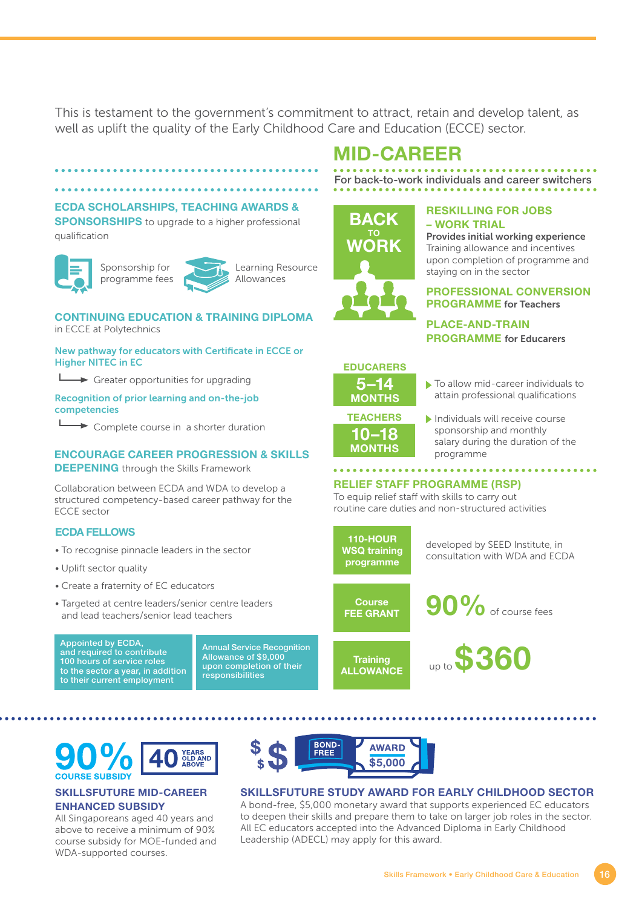This is testament to the government's commitment to attract, retain and develop talent, as well as uplift the quality of the Early Childhood Care and Education (ECCE) sector.

**ECDA SCHOLARSHIPS, TEACHING AWARDS & SPONSORSHIPS** to upgrade to a higher professional qualification

- Sponsorship for programme fees
- Learning Resource Allowances

**CONTINUING EDUCATION & TRAINING DIPLOMA** in ECCE at Polytechnics

New pathway for educators with Certificate in ECCE or Higher NITEC in EC

→ Greater opportunities for upgrading

Recognition of prior learning and on-the-job competencies

→ Complete course in a shorter duration

**ENCOURAGE CAREER PROGRESSION & SKILLS DEEPENING** through the Skills Framework

Collaboration between ECDA and WDA to develop a structured competency-based career pathway for the ECCE sector

**ECDA FELLOWS**

- To recognise pinnacle leaders in the sector
- Uplift sector quality
- Create a fraternity of EC educators
- Targeted at centre leaders/senior centre leaders and lead teachers/senior lead teachers

Appointed by ECDA, and required to contribute 100 hours of service roles to the sector a year, in addition to their current employment

Annual Service Recognition Allowance of $9,000 upon completion of their responsibilities

## MID-CAREER

For back-to-work individuals and career switchers

**BACK TO WORK**

**RESKILLING FOR JOBS – WORK TRIAL**

**Provides initial working experience**
Training allowance and incentives upon completion of programme and staying on in the sector

**PROFESSIONAL CONVERSION PROGRAMME for Teachers**

**PLACE-AND-TRAIN PROGRAMME for Educarers**

**EDUCARERS** 5–14 MONTHS

**TEACHERS** 10–18 MONTHS

- To allow mid-career individuals to attain professional qualifications
- Individuals will receive course sponsorship and monthly salary during the duration of the programme

**RELIEF STAFF PROGRAMME (RSP)**

To equip relief staff with skills to carry out routine care duties and non-structured activities

**110-HOUR WSQ training programme** — developed by SEED Institute, in consultation with WDA and ECDA

**Course FEE GRANT** — 90% of course fees

**Training ALLOWANCE** — up to $360

**90% COURSE SUBSIDY** | 40 YEARS OLD AND ABOVE

**SKILLSFUTURE MID-CAREER ENHANCED SUBSIDY**

All Singaporeans aged 40 years and above to receive a minimum of 90% course subsidy for MOE-funded and WDA-supported courses.

BOND-FREE | AWARD $5,000

**SKILLSFUTURE STUDY AWARD FOR EARLY CHILDHOOD SECTOR**

A bond-free, $5,000 monetary award that supports experienced EC educators to deepen their skills and prepare them to take on larger job roles in the sector. All EC educators accepted into the Advanced Diploma in Early Childhood Leadership (ADECL) may apply for this award.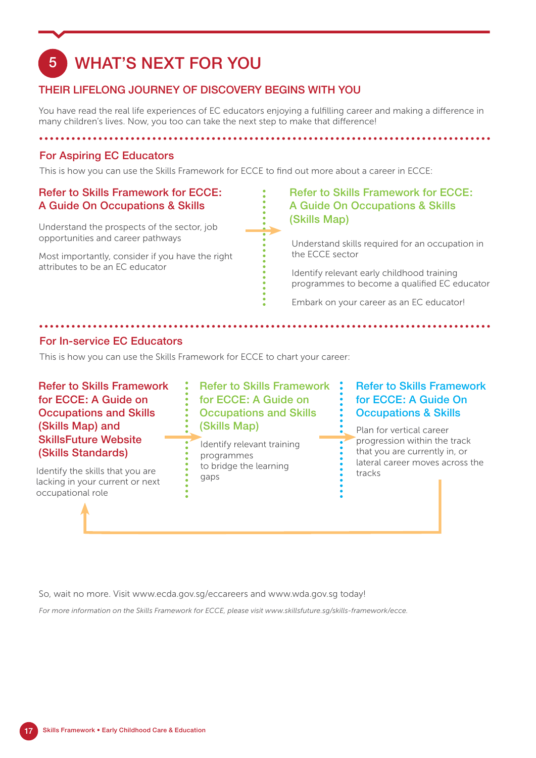# 5 WHAT'S NEXT FOR YOU

## THEIR LIFELONG JOURNEY OF DISCOVERY BEGINS WITH YOU

You have read the real life experiences of EC educators enjoying a fulfilling career and making a difference in many children's lives. Now, you too can take the next step to make that difference!

### For Aspiring EC Educators

This is how you can use the Skills Framework for ECCE to find out more about a career in ECCE:

**Refer to Skills Framework for ECCE: A Guide On Occupations & Skills**

Understand the prospects of the sector, job opportunities and career pathways

Most importantly, consider if you have the right attributes to be an EC educator

**Refer to Skills Framework for ECCE: A Guide On Occupations & Skills (Skills Map)**

Understand skills required for an occupation in the ECCE sector

Identify relevant early childhood training programmes to become a qualified EC educator

Embark on your career as an EC educator!

### For In-service EC Educators

This is how you can use the Skills Framework for ECCE to chart your career:

**Refer to Skills Framework for ECCE: A Guide on Occupations and Skills (Skills Map) and SkillsFuture Website (Skills Standards)**

Identify the skills that you are lacking in your current or next occupational role

**Refer to Skills Framework for ECCE: A Guide on Occupations and Skills (Skills Map)**

Identify relevant training programmes to bridge the learning gaps

**Refer to Skills Framework for ECCE: A Guide On Occupations & Skills**

Plan for vertical career progression within the track that you are currently in, or lateral career moves across the tracks

So, wait no more. Visit www.ecda.gov.sg/eccareers and www.wda.gov.sg today!

*For more information on the Skills Framework for ECCE, please visit www.skillsfuture.sg/skills-framework/ecce.*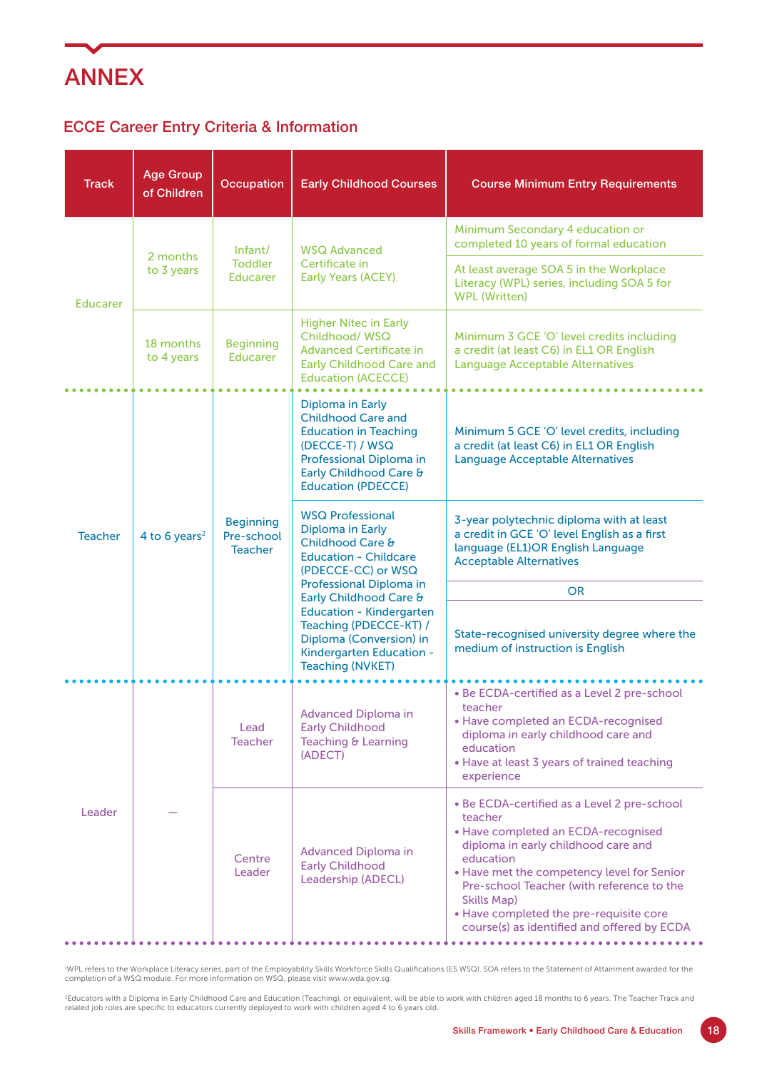# ANNEX

## ECCE Career Entry Criteria & Information

| Track | Age Group of Children | Occupation | Early Childhood Courses | Course Minimum Entry Requirements |
|---|---|---|---|---|
| Educarer | 2 months to 3 years | Infant/ Toddler Educarer | WSQ Advanced Certificate in Early Years (ACEY) | Minimum Secondary 4 education or completed 10 years of formal education |
| | | | | At least average SOA 5 in the Workplace Literacy (WPL) series, including SOA 5 for WPL (Written) |
| | 18 months to 4 years | Beginning Educarer | Higher Nitec in Early Childhood/ WSQ Advanced Certificate in Early Childhood Care and Education (ACECCE) | Minimum 3 GCE 'O' level credits including a credit (at least C6) in EL1 OR English Language Acceptable Alternatives |
| Teacher | 4 to 6 years[2] | Beginning Pre-school Teacher | Diploma in Early Childhood Care and Education in Teaching (DECCE-T) / WSQ Professional Diploma in Early Childhood Care & Education (PDECCE) | Minimum 5 GCE 'O' level credits, including a credit (at least C6) in EL1 OR English Language Acceptable Alternatives |
| | | | WSQ Professional Diploma in Early Childhood Care & Education - Childcare (PDECCE-CC) or WSQ Professional Diploma in Early Childhood Care & Education - Kindergarten Teaching (PDECCE-KT) / Diploma (Conversion) in Kindergarten Education - Teaching (NVKET) | 3-year polytechnic diploma with at least a credit in GCE 'O' level English as a first language (EL1)OR English Language Acceptable Alternatives |
| | | | | OR |
| | | | | State-recognised university degree where the medium of instruction is English |
| Leader | — | Lead Teacher | Advanced Diploma in Early Childhood Teaching & Learning (ADECT) | • Be ECDA-certified as a Level 2 pre-school teacher<br>• Have completed an ECDA-recognised diploma in early childhood care and education<br>• Have at least 3 years of trained teaching experience |
| | | Centre Leader | Advanced Diploma in Early Childhood Leadership (ADECL) | • Be ECDA-certified as a Level 2 pre-school teacher<br>• Have completed an ECDA-recognised diploma in early childhood care and education<br>• Have met the competency level for Senior Pre-school Teacher (with reference to the Skills Map)<br>• Have completed the pre-requisite core course(s) as identified and offered by ECDA |

[1]WPL refers to the Workplace Literacy series, part of the Employability Skills Workforce Skills Qualifications (ES WSQ). SOA refers to the Statement of Attainment awarded for the completion of a WSQ module. For more information on WSQ, please visit www.wda.gov.sg.

[2]Educators with a Diploma in Early Childhood Care and Education (Teaching), or equivalent, will be able to work with children aged 18 months to 6 years. The Teacher Track and related job roles are specific to educators currently deployed to work with children aged 4 to 6 years old.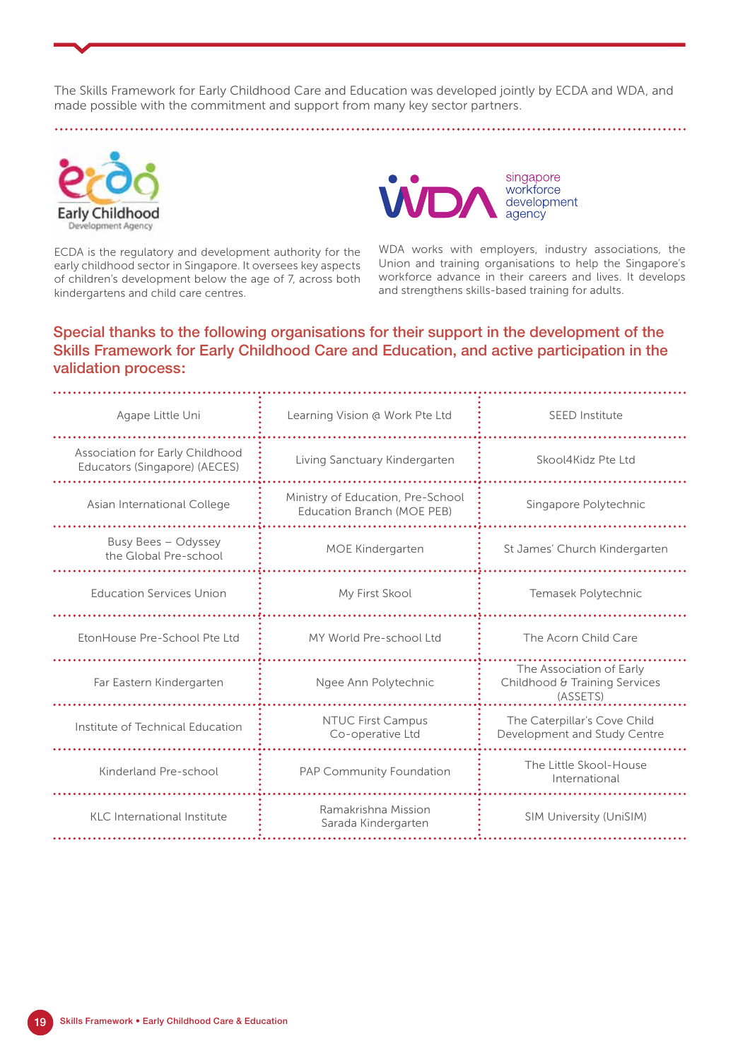The Skills Framework for Early Childhood Care and Education was developed jointly by ECDA and WDA, and made possible with the commitment and support from many key sector partners.

Early Childhood Development Agency

ECDA is the regulatory and development authority for the early childhood sector in Singapore. It oversees key aspects of children's development below the age of 7, across both kindergartens and child care centres.

WDA singapore workforce development agency

WDA works with employers, industry associations, the Union and training organisations to help the Singapore's workforce advance in their careers and lives. It develops and strengthens skills-based training for adults.

## Special thanks to the following organisations for their support in the development of the Skills Framework for Early Childhood Care and Education, and active participation in the validation process:

| | | |
|---|---|---|
| Agape Little Uni | Learning Vision @ Work Pte Ltd | SEED Institute |
| Association for Early Childhood Educators (Singapore) (AECES) | Living Sanctuary Kindergarten | Skool4Kidz Pte Ltd |
| Asian International College | Ministry of Education, Pre-School Education Branch (MOE PEB) | Singapore Polytechnic |
| Busy Bees – Odyssey the Global Pre-school | MOE Kindergarten | St James' Church Kindergarten |
| Education Services Union | My First Skool | Temasek Polytechnic |
| EtonHouse Pre-School Pte Ltd | MY World Pre-school Ltd | The Acorn Child Care |
| Far Eastern Kindergarten | Ngee Ann Polytechnic | The Association of Early Childhood & Training Services (ASSETS) |
| Institute of Technical Education | NTUC First Campus Co-operative Ltd | The Caterpillar's Cove Child Development and Study Centre |
| Kinderland Pre-school | PAP Community Foundation | The Little Skool-House International |
| KLC International Institute | Ramakrishna Mission Sarada Kindergarten | SIM University (UniSIM) |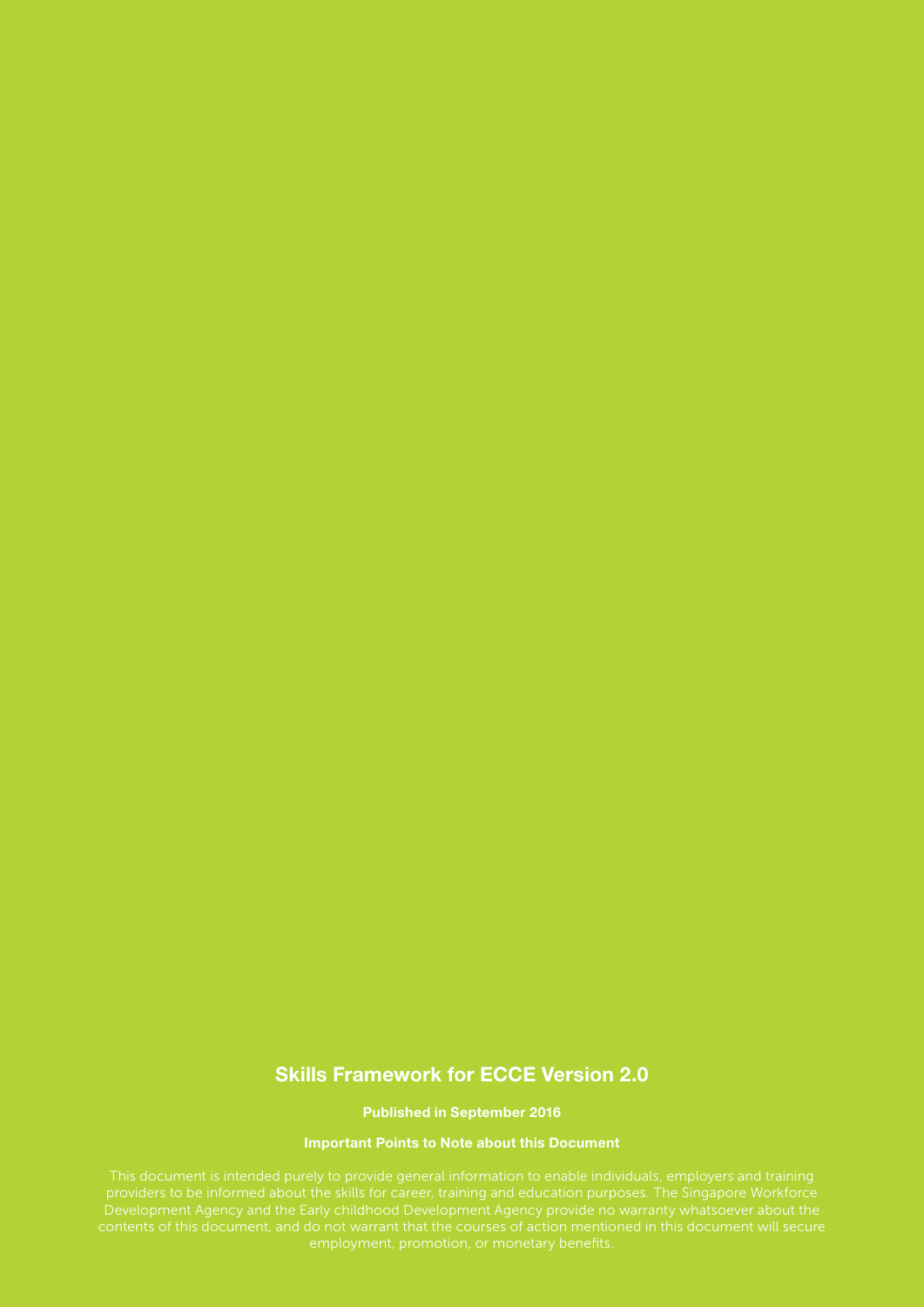## Skills Framework for ECCE Version 2.0

**Published in September 2016**

**Important Points to Note about this Document**

This document is intended purely to provide general information to enable individuals, employers and training providers to be informed about the skills for career, training and education purposes. The Singapore Workforce Development Agency and the Early childhood Development Agency provide no warranty whatsoever about the contents of this document, and do not warrant that the courses of action mentioned in this document will secure employment, promotion, or monetary benefits.